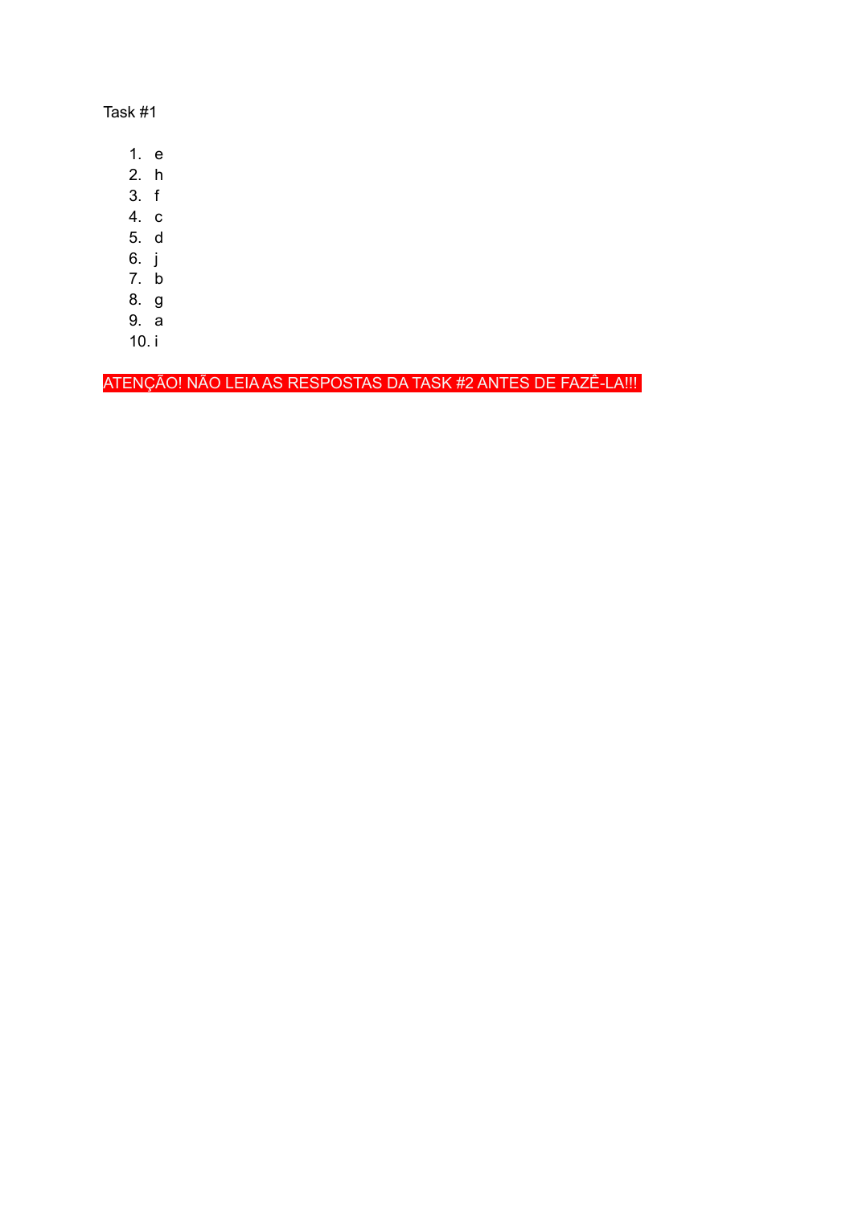Task #1

1. e
2. h
3. f
4. c
5. d
6. j
7. b
8. g
9. a
10. i

ATENÇÃO! NÃO LEIA AS RESPOSTAS DA TASK #2 ANTES DE FAZÊ-LA!!!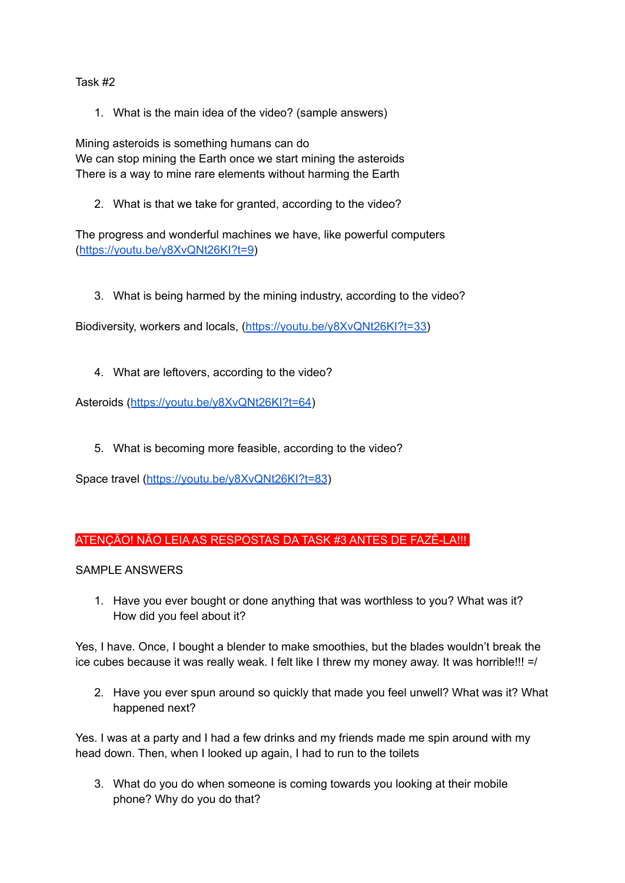Task #2

1. What is the main idea of the video? (sample answers)

Mining asteroids is something humans can do
We can stop mining the Earth once we start mining the asteroids
There is a way to mine rare elements without harming the Earth

2. What is that we take for granted, according to the video?

The progress and wonderful machines we have, like powerful computers (https://youtu.be/y8XvQNt26KI?t=9)

3. What is being harmed by the mining industry, according to the video?

Biodiversity, workers and locals, (https://youtu.be/y8XvQNt26KI?t=33)

4. What are leftovers, according to the video?

Asteroids (https://youtu.be/y8XvQNt26KI?t=64)

5. What is becoming more feasible, according to the video?

Space travel (https://youtu.be/y8XvQNt26KI?t=83)

**ATENÇÃO! NÃO LEIA AS RESPOSTAS DA TASK #3 ANTES DE FAZÊ-LA!!!**

SAMPLE ANSWERS

1. Have you ever bought or done anything that was worthless to you? What was it? How did you feel about it?

Yes, I have. Once, I bought a blender to make smoothies, but the blades wouldn't break the ice cubes because it was really weak. I felt like I threw my money away. It was horrible!!! =/

2. Have you ever spun around so quickly that made you feel unwell? What was it? What happened next?

Yes. I was at a party and I had a few drinks and my friends made me spin around with my head down. Then, when I looked up again, I had to run to the toilets

3. What do you do when someone is coming towards you looking at their mobile phone? Why do you do that?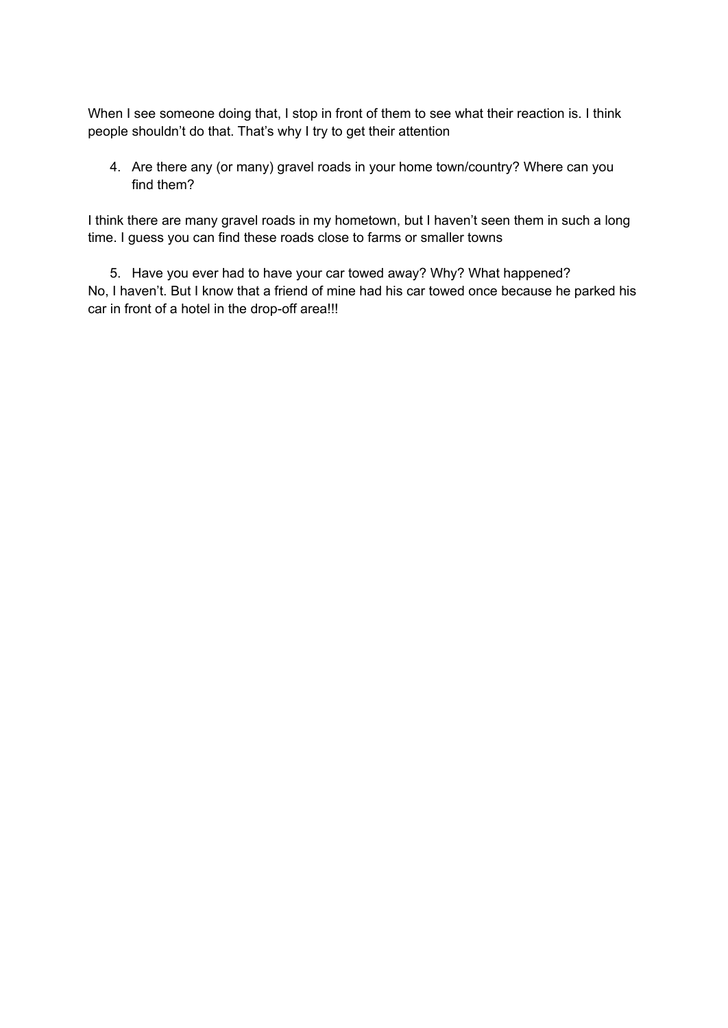When I see someone doing that, I stop in front of them to see what their reaction is. I think people shouldn't do that. That's why I try to get their attention

4. Are there any (or many) gravel roads in your home town/country? Where can you find them?

I think there are many gravel roads in my hometown, but I haven't seen them in such a long time. I guess you can find these roads close to farms or smaller towns

5. Have you ever had to have your car towed away? Why? What happened?

No, I haven't. But I know that a friend of mine had his car towed once because he parked his car in front of a hotel in the drop-off area!!!